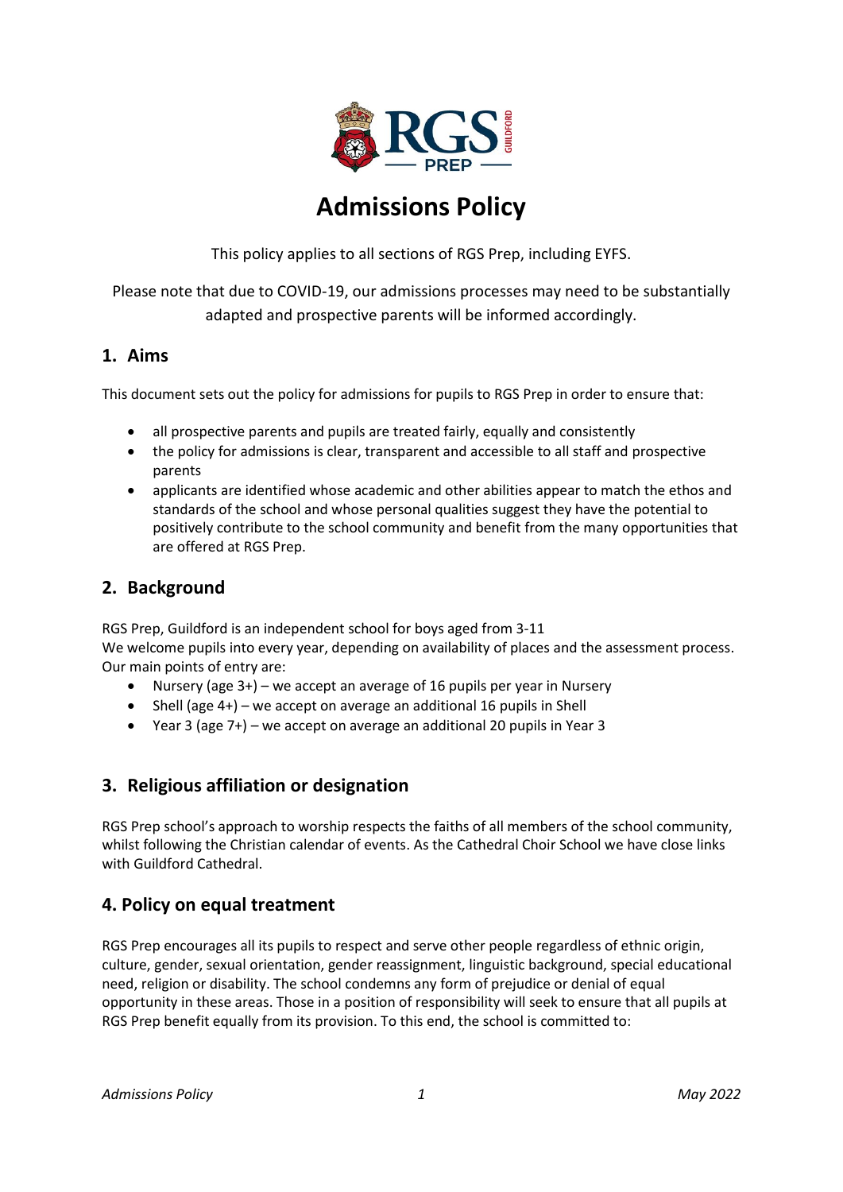# Admissions Policy

This policy applies to all sections of RGS Prep, including EYFS.

Please note that due to COVID-19, our admissions processes may need to be substantially adapted and prospective parents will be informed accordingly.

## 1. Aims

This document sets out the policy for admissions for pupils to RGS Prep in order to ensure that:

- all prospective parents and pupils are treated fairly, equally and consistently
- the policy for admissions is clear, transparent and accessible to all staff and prospective parents
- applicants are identified whose academic and other abilities appear to match the ethos and standards of the school and whose personal qualities suggest they have the potential to positively contribute to the school community and benefit from the many opportunities that are offered at RGS Prep.

## 2. Background

RGS Prep, Guildford is an independent school for boys aged from 3-11
We welcome pupils into every year, depending on availability of places and the assessment process. Our main points of entry are:

- Nursery (age 3+) – we accept an average of 16 pupils per year in Nursery
- Shell (age 4+) – we accept on average an additional 16 pupils in Shell
- Year 3 (age 7+) – we accept on average an additional 20 pupils in Year 3

## 3. Religious affiliation or designation

RGS Prep school's approach to worship respects the faiths of all members of the school community, whilst following the Christian calendar of events. As the Cathedral Choir School we have close links with Guildford Cathedral.

## 4. Policy on equal treatment

RGS Prep encourages all its pupils to respect and serve other people regardless of ethnic origin, culture, gender, sexual orientation, gender reassignment, linguistic background, special educational need, religion or disability. The school condemns any form of prejudice or denial of equal opportunity in these areas. Those in a position of responsibility will seek to ensure that all pupils at RGS Prep benefit equally from its provision. To this end, the school is committed to: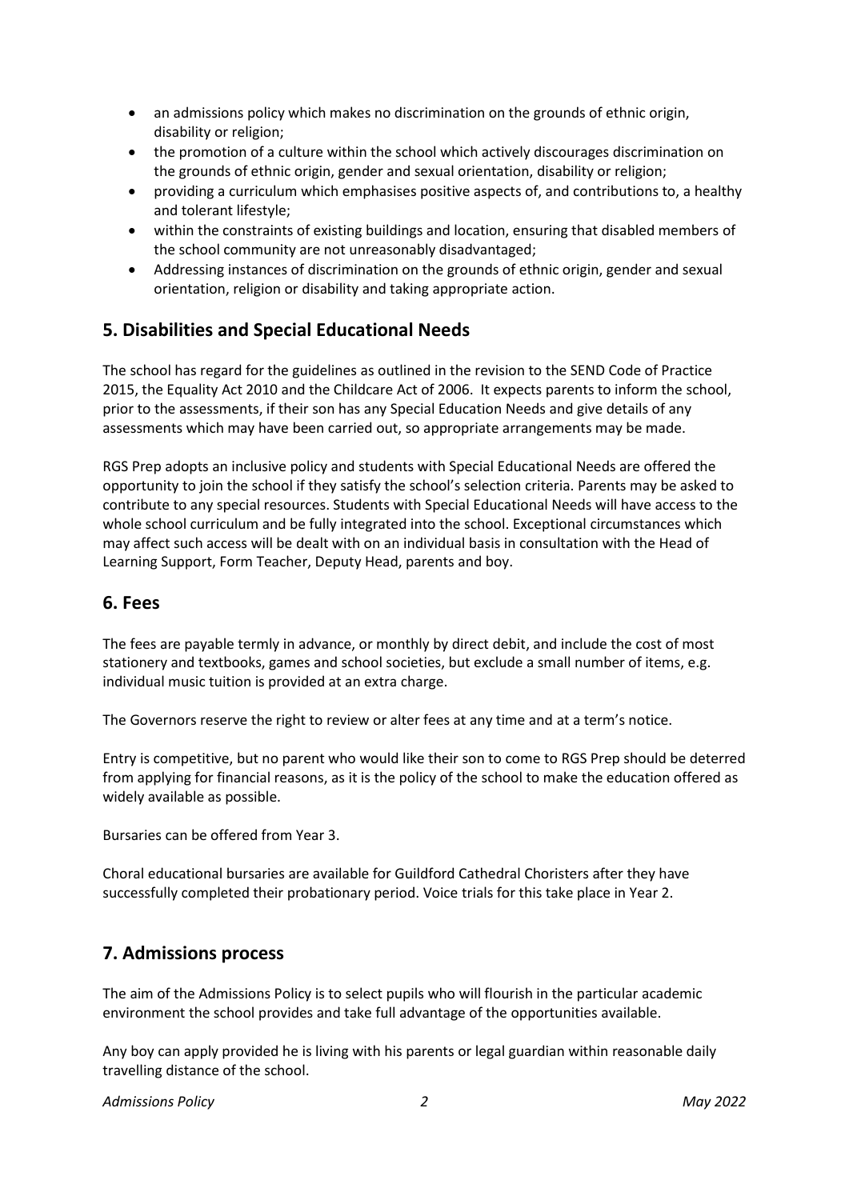- an admissions policy which makes no discrimination on the grounds of ethnic origin, disability or religion;
- the promotion of a culture within the school which actively discourages discrimination on the grounds of ethnic origin, gender and sexual orientation, disability or religion;
- providing a curriculum which emphasises positive aspects of, and contributions to, a healthy and tolerant lifestyle;
- within the constraints of existing buildings and location, ensuring that disabled members of the school community are not unreasonably disadvantaged;
- Addressing instances of discrimination on the grounds of ethnic origin, gender and sexual orientation, religion or disability and taking appropriate action.

## 5. Disabilities and Special Educational Needs

The school has regard for the guidelines as outlined in the revision to the SEND Code of Practice 2015, the Equality Act 2010 and the Childcare Act of 2006. It expects parents to inform the school, prior to the assessments, if their son has any Special Education Needs and give details of any assessments which may have been carried out, so appropriate arrangements may be made.

RGS Prep adopts an inclusive policy and students with Special Educational Needs are offered the opportunity to join the school if they satisfy the school's selection criteria. Parents may be asked to contribute to any special resources. Students with Special Educational Needs will have access to the whole school curriculum and be fully integrated into the school. Exceptional circumstances which may affect such access will be dealt with on an individual basis in consultation with the Head of Learning Support, Form Teacher, Deputy Head, parents and boy.

## 6. Fees

The fees are payable termly in advance, or monthly by direct debit, and include the cost of most stationery and textbooks, games and school societies, but exclude a small number of items, e.g. individual music tuition is provided at an extra charge.

The Governors reserve the right to review or alter fees at any time and at a term's notice.

Entry is competitive, but no parent who would like their son to come to RGS Prep should be deterred from applying for financial reasons, as it is the policy of the school to make the education offered as widely available as possible.

Bursaries can be offered from Year 3.

Choral educational bursaries are available for Guildford Cathedral Choristers after they have successfully completed their probationary period. Voice trials for this take place in Year 2.

## 7. Admissions process

The aim of the Admissions Policy is to select pupils who will flourish in the particular academic environment the school provides and take full advantage of the opportunities available.

Any boy can apply provided he is living with his parents or legal guardian within reasonable daily travelling distance of the school.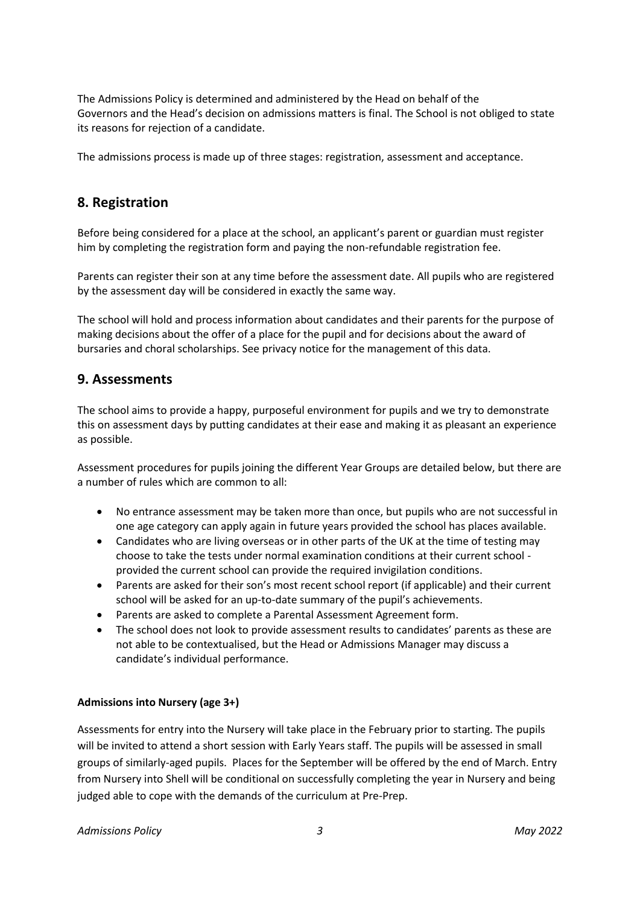The Admissions Policy is determined and administered by the Head on behalf of the Governors and the Head's decision on admissions matters is final. The School is not obliged to state its reasons for rejection of a candidate.

The admissions process is made up of three stages: registration, assessment and acceptance.

## 8. Registration

Before being considered for a place at the school, an applicant's parent or guardian must register him by completing the registration form and paying the non-refundable registration fee.

Parents can register their son at any time before the assessment date. All pupils who are registered by the assessment day will be considered in exactly the same way.

The school will hold and process information about candidates and their parents for the purpose of making decisions about the offer of a place for the pupil and for decisions about the award of bursaries and choral scholarships. See privacy notice for the management of this data.

## 9. Assessments

The school aims to provide a happy, purposeful environment for pupils and we try to demonstrate this on assessment days by putting candidates at their ease and making it as pleasant an experience as possible.

Assessment procedures for pupils joining the different Year Groups are detailed below, but there are a number of rules which are common to all:

- No entrance assessment may be taken more than once, but pupils who are not successful in one age category can apply again in future years provided the school has places available.
- Candidates who are living overseas or in other parts of the UK at the time of testing may choose to take the tests under normal examination conditions at their current school - provided the current school can provide the required invigilation conditions.
- Parents are asked for their son's most recent school report (if applicable) and their current school will be asked for an up-to-date summary of the pupil's achievements.
- Parents are asked to complete a Parental Assessment Agreement form.
- The school does not look to provide assessment results to candidates' parents as these are not able to be contextualised, but the Head or Admissions Manager may discuss a candidate's individual performance.

**Admissions into Nursery (age 3+)**

Assessments for entry into the Nursery will take place in the February prior to starting. The pupils will be invited to attend a short session with Early Years staff. The pupils will be assessed in small groups of similarly-aged pupils. Places for the September will be offered by the end of March. Entry from Nursery into Shell will be conditional on successfully completing the year in Nursery and being judged able to cope with the demands of the curriculum at Pre-Prep.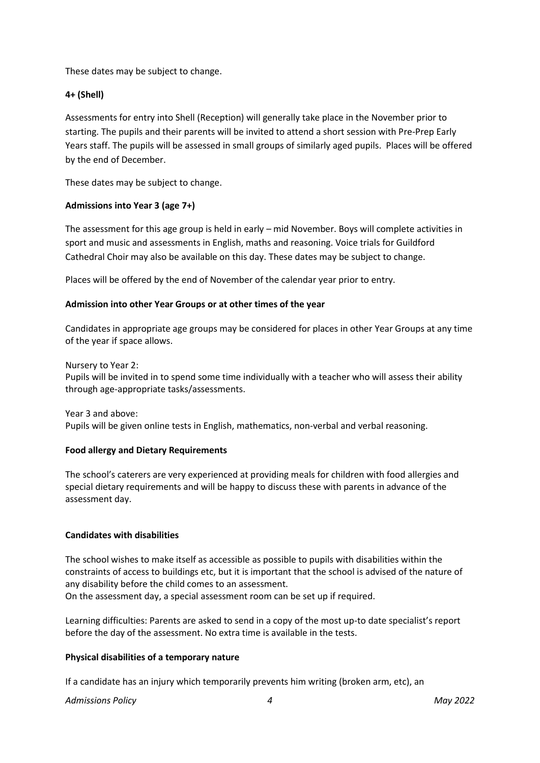These dates may be subject to change.

**4+ (Shell)**

Assessments for entry into Shell (Reception) will generally take place in the November prior to starting. The pupils and their parents will be invited to attend a short session with Pre-Prep Early Years staff. The pupils will be assessed in small groups of similarly aged pupils. Places will be offered by the end of December.

These dates may be subject to change.

**Admissions into Year 3 (age 7+)**

The assessment for this age group is held in early – mid November. Boys will complete activities in sport and music and assessments in English, maths and reasoning. Voice trials for Guildford Cathedral Choir may also be available on this day. These dates may be subject to change.

Places will be offered by the end of November of the calendar year prior to entry.

**Admission into other Year Groups or at other times of the year**

Candidates in appropriate age groups may be considered for places in other Year Groups at any time of the year if space allows.

Nursery to Year 2:
Pupils will be invited in to spend some time individually with a teacher who will assess their ability through age-appropriate tasks/assessments.

Year 3 and above:
Pupils will be given online tests in English, mathematics, non-verbal and verbal reasoning.

**Food allergy and Dietary Requirements**

The school's caterers are very experienced at providing meals for children with food allergies and special dietary requirements and will be happy to discuss these with parents in advance of the assessment day.

**Candidates with disabilities**

The school wishes to make itself as accessible as possible to pupils with disabilities within the constraints of access to buildings etc, but it is important that the school is advised of the nature of any disability before the child comes to an assessment.
On the assessment day, a special assessment room can be set up if required.

Learning difficulties: Parents are asked to send in a copy of the most up-to date specialist's report before the day of the assessment. No extra time is available in the tests.

**Physical disabilities of a temporary nature**

If a candidate has an injury which temporarily prevents him writing (broken arm, etc), an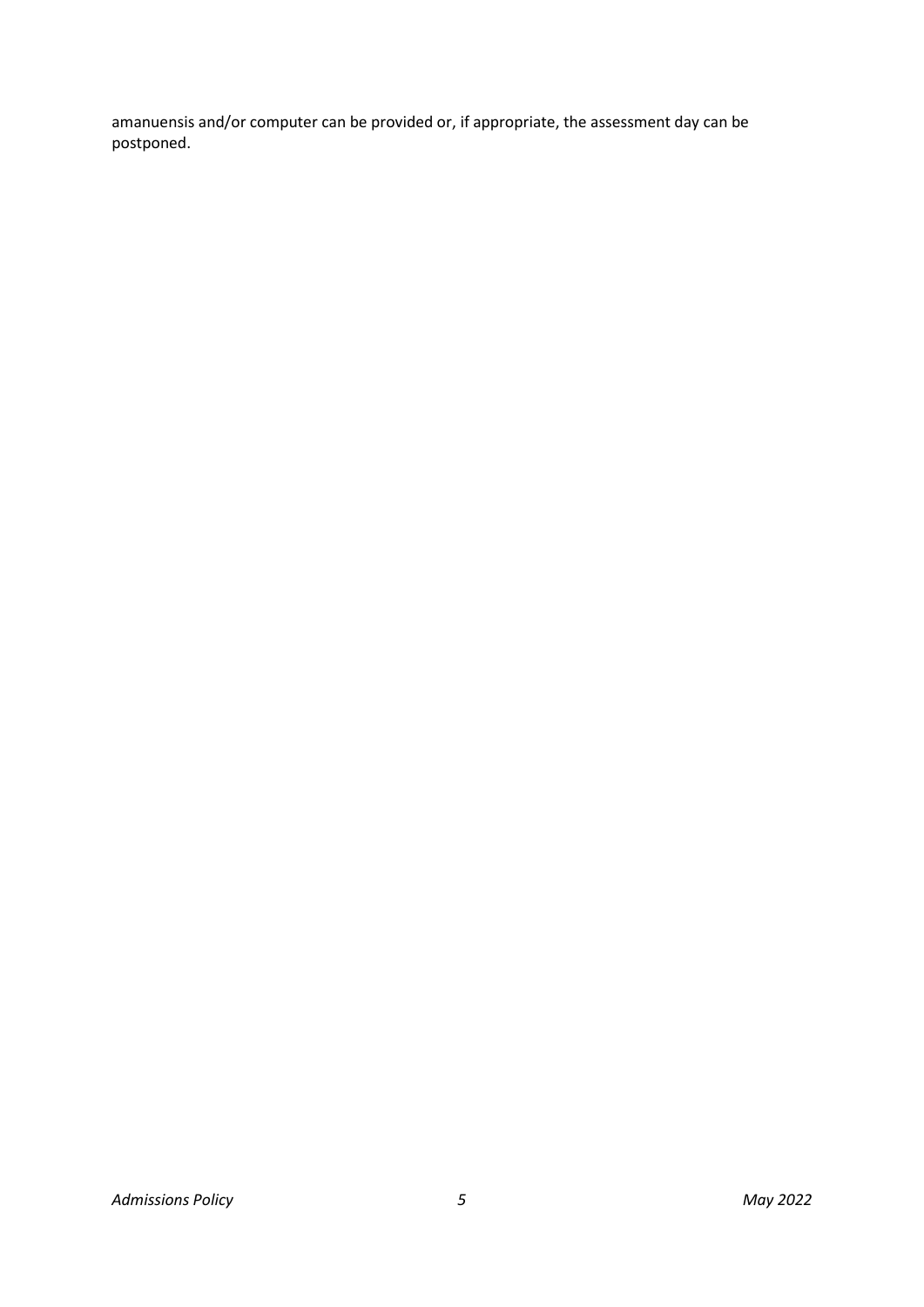amanuensis and/or computer can be provided or, if appropriate, the assessment day can be postponed.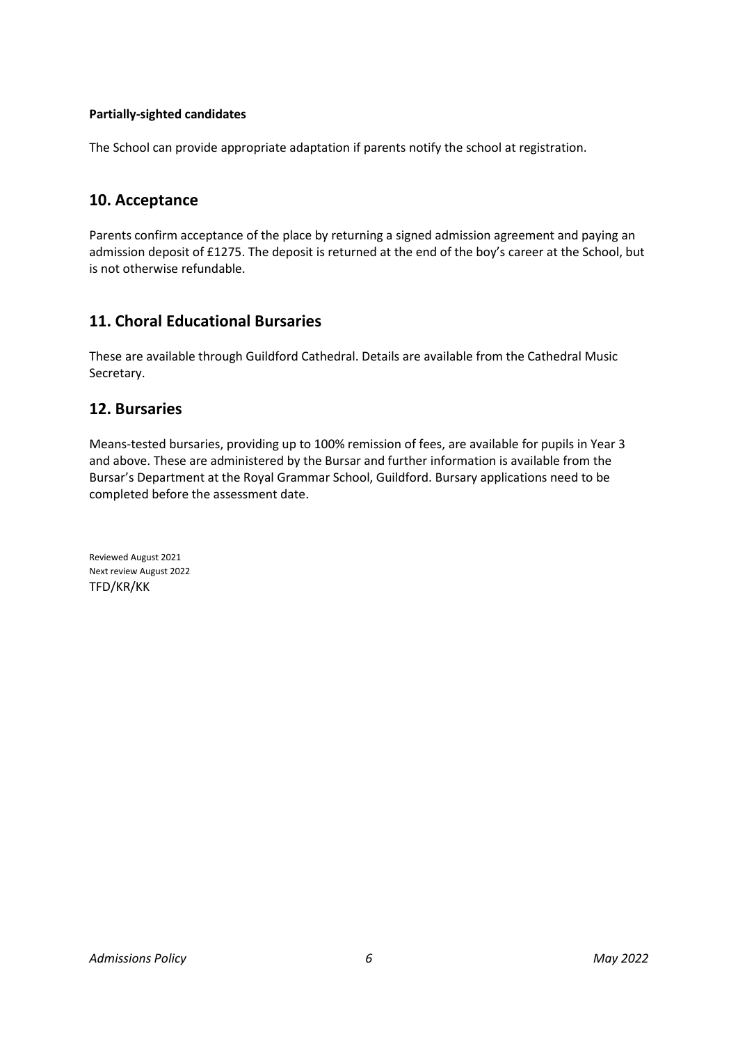**Partially-sighted candidates**

The School can provide appropriate adaptation if parents notify the school at registration.

## 10. Acceptance

Parents confirm acceptance of the place by returning a signed admission agreement and paying an admission deposit of £1275. The deposit is returned at the end of the boy's career at the School, but is not otherwise refundable.

## 11. Choral Educational Bursaries

These are available through Guildford Cathedral. Details are available from the Cathedral Music Secretary.

## 12. Bursaries

Means-tested bursaries, providing up to 100% remission of fees, are available for pupils in Year 3 and above. These are administered by the Bursar and further information is available from the Bursar's Department at the Royal Grammar School, Guildford. Bursary applications need to be completed before the assessment date.

Reviewed August 2021
Next review August 2022
TFD/KR/KK